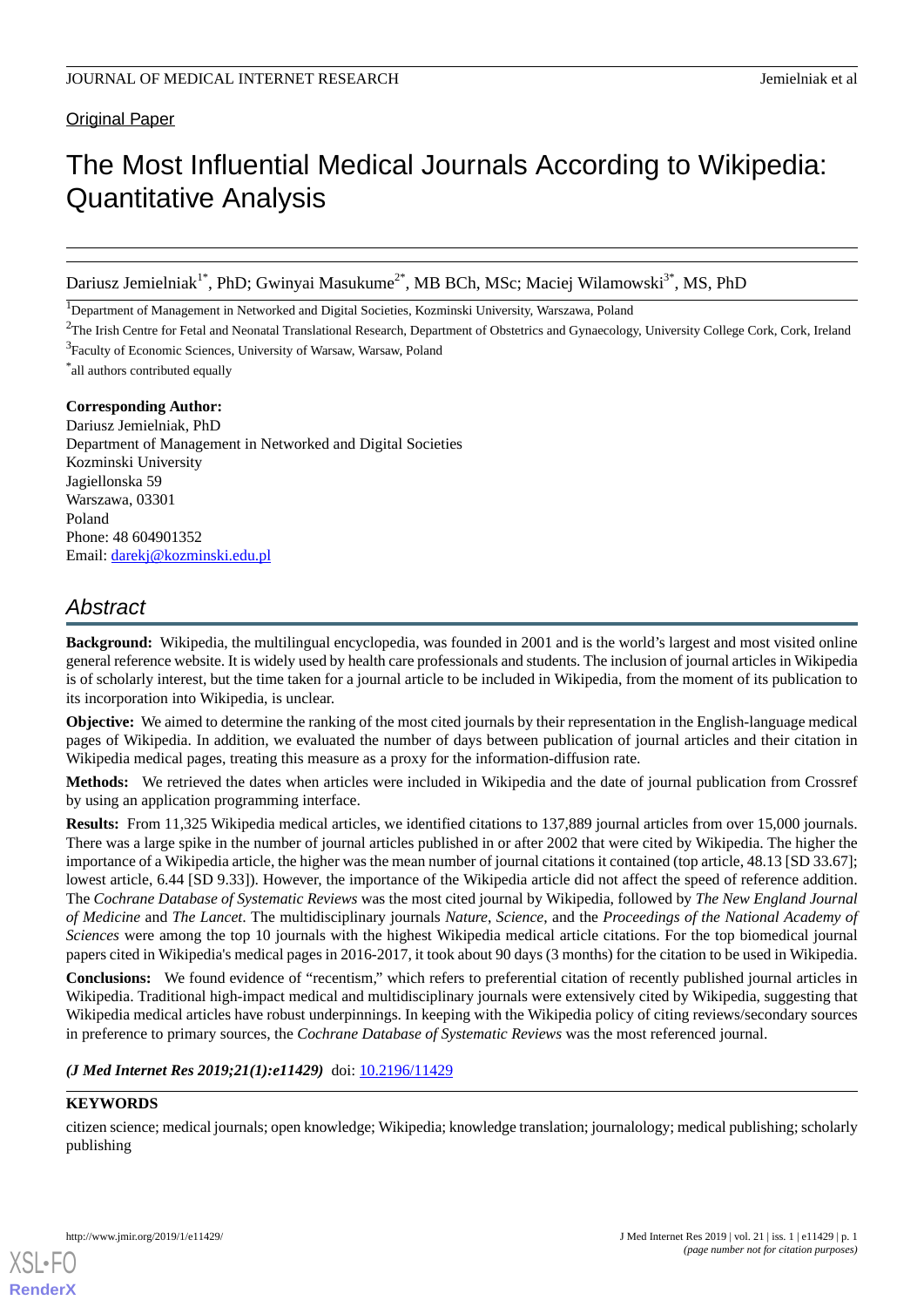Original Paper

# The Most Influential Medical Journals According to Wikipedia: Quantitative Analysis

Dariusz Jemielniak[1*], PhD; Gwinyai Masukume[2*], MB BCh, MSc; Maciej Wilamowski[3*], MS, PhD

[1]Department of Management in Networked and Digital Societies, Kozminski University, Warszawa, Poland

[2]The Irish Centre for Fetal and Neonatal Translational Research, Department of Obstetrics and Gynaecology, University College Cork, Cork, Ireland

[3]Faculty of Economic Sciences, University of Warsaw, Warsaw, Poland

*all authors contributed equally

**Corresponding Author:**
Dariusz Jemielniak, PhD
Department of Management in Networked and Digital Societies
Kozminski University
Jagiellonska 59
Warszawa, 03301
Poland
Phone: 48 604901352
Email: darekj@kozminski.edu.pl

## Abstract

**Background:** Wikipedia, the multilingual encyclopedia, was founded in 2001 and is the world's largest and most visited online general reference website. It is widely used by health care professionals and students. The inclusion of journal articles in Wikipedia is of scholarly interest, but the time taken for a journal article to be included in Wikipedia, from the moment of its publication to its incorporation into Wikipedia, is unclear.

**Objective:** We aimed to determine the ranking of the most cited journals by their representation in the English-language medical pages of Wikipedia. In addition, we evaluated the number of days between publication of journal articles and their citation in Wikipedia medical pages, treating this measure as a proxy for the information-diffusion rate.

**Methods:** We retrieved the dates when articles were included in Wikipedia and the date of journal publication from Crossref by using an application programming interface.

**Results:** From 11,325 Wikipedia medical articles, we identified citations to 137,889 journal articles from over 15,000 journals. There was a large spike in the number of journal articles published in or after 2002 that were cited by Wikipedia. The higher the importance of a Wikipedia article, the higher was the mean number of journal citations it contained (top article, 48.13 [SD 33.67]; lowest article, 6.44 [SD 9.33]). However, the importance of the Wikipedia article did not affect the speed of reference addition. The *Cochrane Database of Systematic Reviews* was the most cited journal by Wikipedia, followed by *The New England Journal of Medicine* and *The Lancet*. The multidisciplinary journals *Nature*, *Science*, and the *Proceedings of the National Academy of Sciences* were among the top 10 journals with the highest Wikipedia medical article citations. For the top biomedical journal papers cited in Wikipedia's medical pages in 2016-2017, it took about 90 days (3 months) for the citation to be used in Wikipedia.

**Conclusions:** We found evidence of "recentism," which refers to preferential citation of recently published journal articles in Wikipedia. Traditional high-impact medical and multidisciplinary journals were extensively cited by Wikipedia, suggesting that Wikipedia medical articles have robust underpinnings. In keeping with the Wikipedia policy of citing reviews/secondary sources in preference to primary sources, the *Cochrane Database of Systematic Reviews* was the most referenced journal.

***(J Med Internet Res 2019;21(1):e11429)*** doi: 10.2196/11429

**KEYWORDS**

citizen science; medical journals; open knowledge; Wikipedia; knowledge translation; journalology; medical publishing; scholarly publishing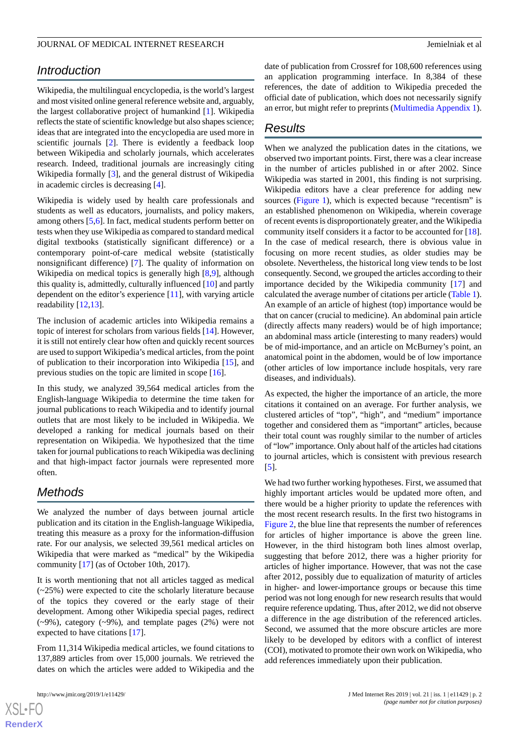## Introduction

Wikipedia, the multilingual encyclopedia, is the world's largest and most visited online general reference website and, arguably, the largest collaborative project of humankind [1]. Wikipedia reflects the state of scientific knowledge but also shapes science; ideas that are integrated into the encyclopedia are used more in scientific journals [2]. There is evidently a feedback loop between Wikipedia and scholarly journals, which accelerates research. Indeed, traditional journals are increasingly citing Wikipedia formally [3], and the general distrust of Wikipedia in academic circles is decreasing [4].

Wikipedia is widely used by health care professionals and students as well as educators, journalists, and policy makers, among others [5,6]. In fact, medical students perform better on tests when they use Wikipedia as compared to standard medical digital textbooks (statistically significant difference) or a contemporary point-of-care medical website (statistically nonsignificant difference) [7]. The quality of information on Wikipedia on medical topics is generally high [8,9], although this quality is, admittedly, culturally influenced [10] and partly dependent on the editor's experience [11], with varying article readability [12,13].

The inclusion of academic articles into Wikipedia remains a topic of interest for scholars from various fields [14]. However, it is still not entirely clear how often and quickly recent sources are used to support Wikipedia's medical articles, from the point of publication to their incorporation into Wikipedia [15], and previous studies on the topic are limited in scope [16].

In this study, we analyzed 39,564 medical articles from the English-language Wikipedia to determine the time taken for journal publications to reach Wikipedia and to identify journal outlets that are most likely to be included in Wikipedia. We developed a ranking for medical journals based on their representation on Wikipedia. We hypothesized that the time taken for journal publications to reach Wikipedia was declining and that high-impact factor journals were represented more often.

## Methods

We analyzed the number of days between journal article publication and its citation in the English-language Wikipedia, treating this measure as a proxy for the information-diffusion rate. For our analysis, we selected 39,561 medical articles on Wikipedia that were marked as "medical" by the Wikipedia community [17] (as of October 10th, 2017).

It is worth mentioning that not all articles tagged as medical (~25%) were expected to cite the scholarly literature because of the topics they covered or the early stage of their development. Among other Wikipedia special pages, redirect (~9%), category (~9%), and template pages (2%) were not expected to have citations [17].

From 11,314 Wikipedia medical articles, we found citations to 137,889 articles from over 15,000 journals. We retrieved the dates on which the articles were added to Wikipedia and the date of publication from Crossref for 108,600 references using an application programming interface. In 8,384 of these references, the date of addition to Wikipedia preceded the official date of publication, which does not necessarily signify an error, but might refer to preprints (Multimedia Appendix 1).

## Results

When we analyzed the publication dates in the citations, we observed two important points. First, there was a clear increase in the number of articles published in or after 2002. Since Wikipedia was started in 2001, this finding is not surprising. Wikipedia editors have a clear preference for adding new sources (Figure 1), which is expected because "recentism" is an established phenomenon on Wikipedia, wherein coverage of recent events is disproportionately greater, and the Wikipedia community itself considers it a factor to be accounted for [18]. In the case of medical research, there is obvious value in focusing on more recent studies, as older studies may be obsolete. Nevertheless, the historical long view tends to be lost consequently. Second, we grouped the articles according to their importance decided by the Wikipedia community [17] and calculated the average number of citations per article (Table 1). An example of an article of highest (top) importance would be that on cancer (crucial to medicine). An abdominal pain article (directly affects many readers) would be of high importance; an abdominal mass article (interesting to many readers) would be of mid-importance, and an article on McBurney's point, an anatomical point in the abdomen, would be of low importance (other articles of low importance include hospitals, very rare diseases, and individuals).

As expected, the higher the importance of an article, the more citations it contained on an average. For further analysis, we clustered articles of "top", "high", and "medium" importance together and considered them as "important" articles, because their total count was roughly similar to the number of articles of "low" importance. Only about half of the articles had citations to journal articles, which is consistent with previous research [5].

We had two further working hypotheses. First, we assumed that highly important articles would be updated more often, and there would be a higher priority to update the references with the most recent research results. In the first two histograms in Figure 2, the blue line that represents the number of references for articles of higher importance is above the green line. However, in the third histogram both lines almost overlap, suggesting that before 2012, there was a higher priority for articles of higher importance. However, that was not the case after 2012, possibly due to equalization of maturity of articles in higher- and lower-importance groups or because this time period was not long enough for new research results that would require reference updating. Thus, after 2012, we did not observe a difference in the age distribution of the referenced articles. Second, we assumed that the more obscure articles are more likely to be developed by editors with a conflict of interest (COI), motivated to promote their own work on Wikipedia, who add references immediately upon their publication.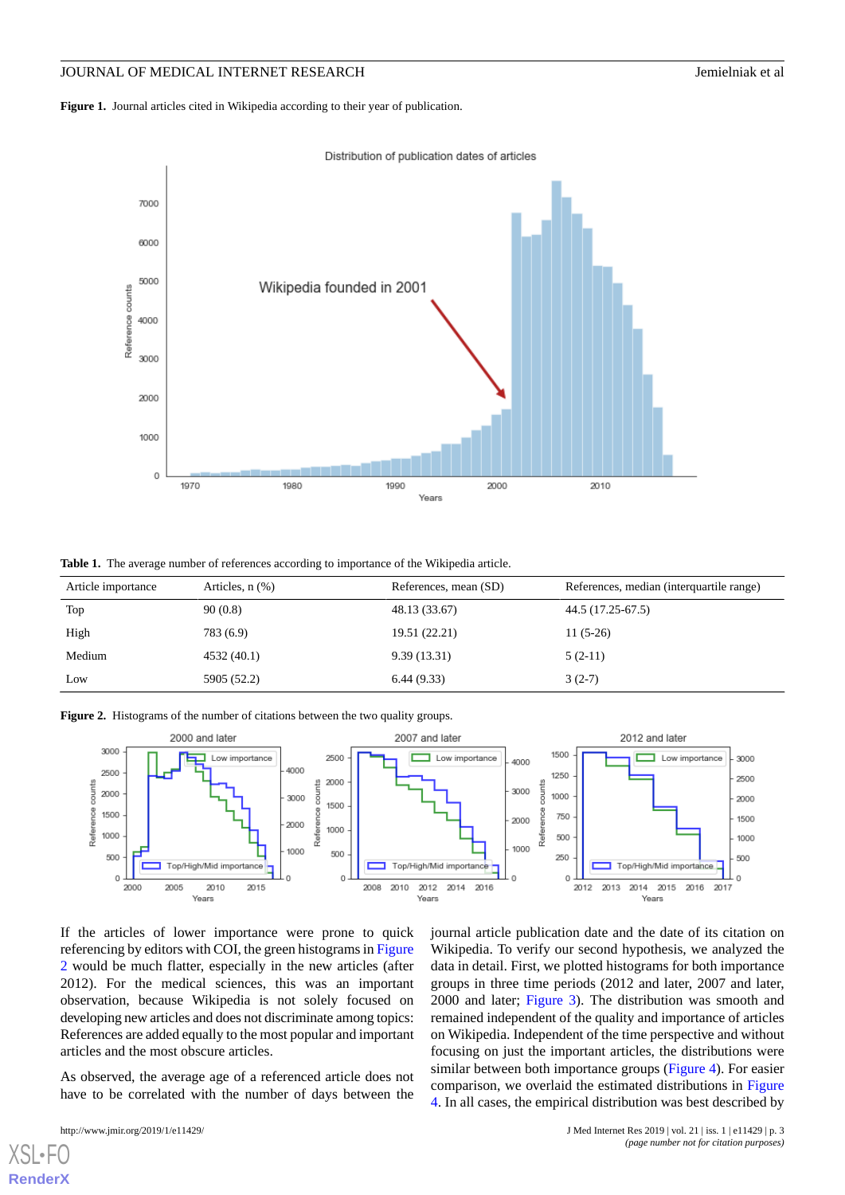**Figure 1.** Journal articles cited in Wikipedia according to their year of publication.

**Table 1.** The average number of references according to importance of the Wikipedia article.

| Article importance | Articles, n (%) | References, mean (SD) | References, median (interquartile range) |
|---|---|---|---|
| Top | 90 (0.8) | 48.13 (33.67) | 44.5 (17.25-67.5) |
| High | 783 (6.9) | 19.51 (22.21) | 11 (5-26) |
| Medium | 4532 (40.1) | 9.39 (13.31) | 5 (2-11) |
| Low | 5905 (52.2) | 6.44 (9.33) | 3 (2-7) |

**Figure 2.** Histograms of the number of citations between the two quality groups.

If the articles of lower importance were prone to quick referencing by editors with COI, the green histograms in Figure 2 would be much flatter, especially in the new articles (after 2012). For the medical sciences, this was an important observation, because Wikipedia is not solely focused on developing new articles and does not discriminate among topics: References are added equally to the most popular and important articles and the most obscure articles.

As observed, the average age of a referenced article does not have to be correlated with the number of days between the journal article publication date and the date of its citation on Wikipedia. To verify our second hypothesis, we analyzed the data in detail. First, we plotted histograms for both importance groups in three time periods (2012 and later, 2007 and later, 2000 and later; Figure 3). The distribution was smooth and remained independent of the quality and importance of articles on Wikipedia. Independent of the time perspective and without focusing on just the important articles, the distributions were similar between both importance groups (Figure 4). For easier comparison, we overlaid the estimated distributions in Figure 4. In all cases, the empirical distribution was best described by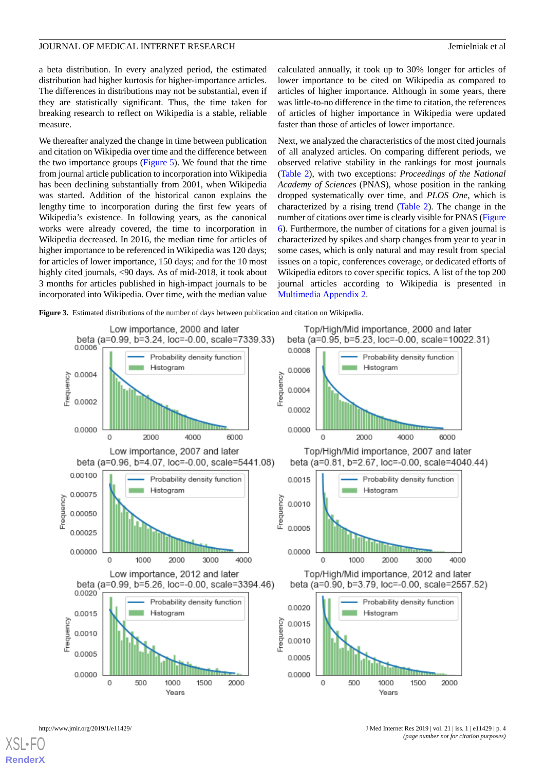a beta distribution. In every analyzed period, the estimated distribution had higher kurtosis for higher-importance articles. The differences in distributions may not be substantial, even if they are statistically significant. Thus, the time taken for breaking research to reflect on Wikipedia is a stable, reliable measure.

We thereafter analyzed the change in time between publication and citation on Wikipedia over time and the difference between the two importance groups (Figure 5). We found that the time from journal article publication to incorporation into Wikipedia has been declining substantially from 2001, when Wikipedia was started. Addition of the historical canon explains the lengthy time to incorporation during the first few years of Wikipedia's existence. In following years, as the canonical works were already covered, the time to incorporation in Wikipedia decreased. In 2016, the median time for articles of higher importance to be referenced in Wikipedia was 120 days; for articles of lower importance, 150 days; and for the 10 most highly cited journals, <90 days. As of mid-2018, it took about 3 months for articles published in high-impact journals to be incorporated into Wikipedia. Over time, with the median value calculated annually, it took up to 30% longer for articles of lower importance to be cited on Wikipedia as compared to articles of higher importance. Although in some years, there was little-to-no difference in the time to citation, the references of articles of higher importance in Wikipedia were updated faster than those of articles of lower importance.

Next, we analyzed the characteristics of the most cited journals of all analyzed articles. On comparing different periods, we observed relative stability in the rankings for most journals (Table 2), with two exceptions: *Proceedings of the National Academy of Sciences* (PNAS), whose position in the ranking dropped systematically over time, and *PLOS One*, which is characterized by a rising trend (Table 2). The change in the number of citations over time is clearly visible for PNAS (Figure 6). Furthermore, the number of citations for a given journal is characterized by spikes and sharp changes from year to year in some cases, which is only natural and may result from special issues on a topic, conferences coverage, or dedicated efforts of Wikipedia editors to cover specific topics. A list of the top 200 journal articles according to Wikipedia is presented in Multimedia Appendix 2.

**Figure 3.** Estimated distributions of the number of days between publication and citation on Wikipedia.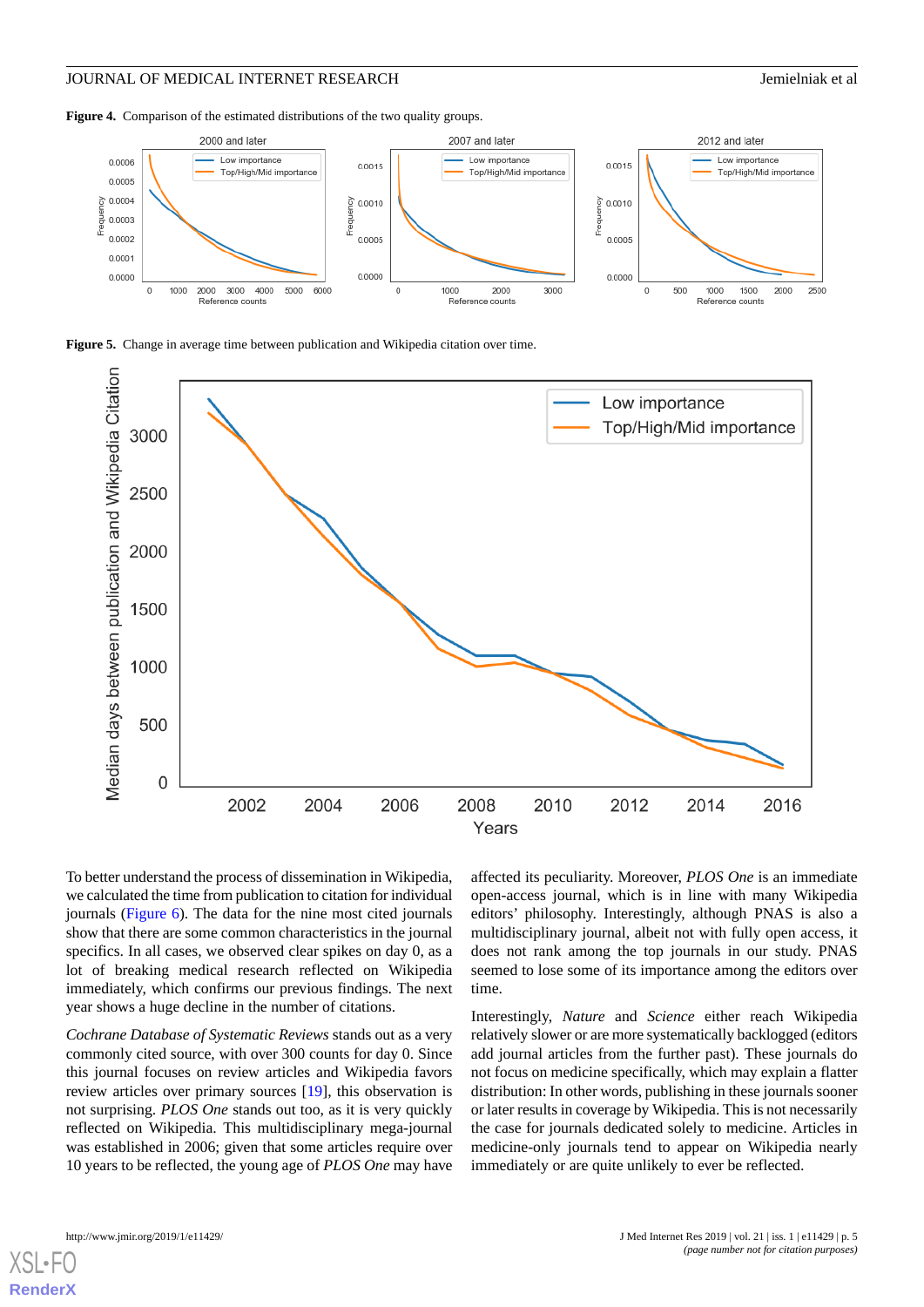**Figure 4.** Comparison of the estimated distributions of the two quality groups.

**Figure 5.** Change in average time between publication and Wikipedia citation over time.

To better understand the process of dissemination in Wikipedia, we calculated the time from publication to citation for individual journals (Figure 6). The data for the nine most cited journals show that there are some common characteristics in the journal specifics. In all cases, we observed clear spikes on day 0, as a lot of breaking medical research reflected on Wikipedia immediately, which confirms our previous findings. The next year shows a huge decline in the number of citations.

*Cochrane Database of Systematic Reviews* stands out as a very commonly cited source, with over 300 counts for day 0. Since this journal focuses on review articles and Wikipedia favors review articles over primary sources [19], this observation is not surprising. *PLOS One* stands out too, as it is very quickly reflected on Wikipedia. This multidisciplinary mega-journal was established in 2006; given that some articles require over 10 years to be reflected, the young age of *PLOS One* may have affected its peculiarity. Moreover, *PLOS One* is an immediate open-access journal, which is in line with many Wikipedia editors' philosophy. Interestingly, although PNAS is also a multidisciplinary journal, albeit not with fully open access, it does not rank among the top journals in our study. PNAS seemed to lose some of its importance among the editors over time.

Interestingly, *Nature* and *Science* either reach Wikipedia relatively slower or are more systematically backlogged (editors add journal articles from the further past). These journals do not focus on medicine specifically, which may explain a flatter distribution: In other words, publishing in these journals sooner or later results in coverage by Wikipedia. This is not necessarily the case for journals dedicated solely to medicine. Articles in medicine-only journals tend to appear on Wikipedia nearly immediately or are quite unlikely to ever be reflected.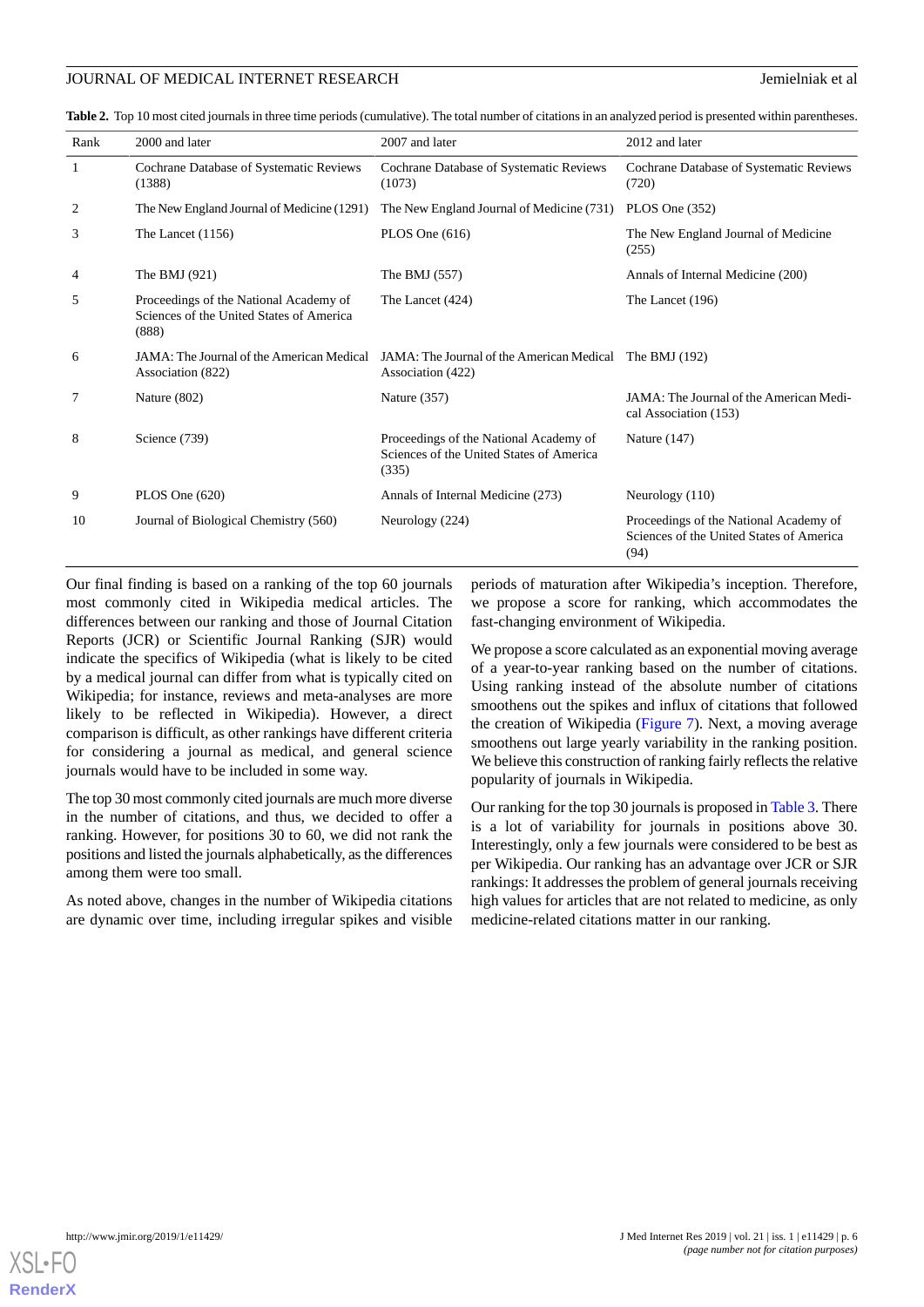**Table 2.** Top 10 most cited journals in three time periods (cumulative). The total number of citations in an analyzed period is presented within parentheses.

| Rank | 2000 and later | 2007 and later | 2012 and later |
| --- | --- | --- | --- |
| 1 | Cochrane Database of Systematic Reviews (1388) | Cochrane Database of Systematic Reviews (1073) | Cochrane Database of Systematic Reviews (720) |
| 2 | The New England Journal of Medicine (1291) | The New England Journal of Medicine (731) | PLOS One (352) |
| 3 | The Lancet (1156) | PLOS One (616) | The New England Journal of Medicine (255) |
| 4 | The BMJ (921) | The BMJ (557) | Annals of Internal Medicine (200) |
| 5 | Proceedings of the National Academy of Sciences of the United States of America (888) | The Lancet (424) | The Lancet (196) |
| 6 | JAMA: The Journal of the American Medical Association (822) | JAMA: The Journal of the American Medical Association (422) | The BMJ (192) |
| 7 | Nature (802) | Nature (357) | JAMA: The Journal of the American Medical Association (153) |
| 8 | Science (739) | Proceedings of the National Academy of Sciences of the United States of America (335) | Nature (147) |
| 9 | PLOS One (620) | Annals of Internal Medicine (273) | Neurology (110) |
| 10 | Journal of Biological Chemistry (560) | Neurology (224) | Proceedings of the National Academy of Sciences of the United States of America (94) |

Our final finding is based on a ranking of the top 60 journals most commonly cited in Wikipedia medical articles. The differences between our ranking and those of Journal Citation Reports (JCR) or Scientific Journal Ranking (SJR) would indicate the specifics of Wikipedia (what is likely to be cited by a medical journal can differ from what is typically cited on Wikipedia; for instance, reviews and meta-analyses are more likely to be reflected in Wikipedia). However, a direct comparison is difficult, as other rankings have different criteria for considering a journal as medical, and general science journals would have to be included in some way.

The top 30 most commonly cited journals are much more diverse in the number of citations, and thus, we decided to offer a ranking. However, for positions 30 to 60, we did not rank the positions and listed the journals alphabetically, as the differences among them were too small.

As noted above, changes in the number of Wikipedia citations are dynamic over time, including irregular spikes and visible periods of maturation after Wikipedia's inception. Therefore, we propose a score for ranking, which accommodates the fast-changing environment of Wikipedia.

We propose a score calculated as an exponential moving average of a year-to-year ranking based on the number of citations. Using ranking instead of the absolute number of citations smoothens out the spikes and influx of citations that followed the creation of Wikipedia (Figure 7). Next, a moving average smoothens out large yearly variability in the ranking position. We believe this construction of ranking fairly reflects the relative popularity of journals in Wikipedia.

Our ranking for the top 30 journals is proposed in Table 3. There is a lot of variability for journals in positions above 30. Interestingly, only a few journals were considered to be best as per Wikipedia. Our ranking has an advantage over JCR or SJR rankings: It addresses the problem of general journals receiving high values for articles that are not related to medicine, as only medicine-related citations matter in our ranking.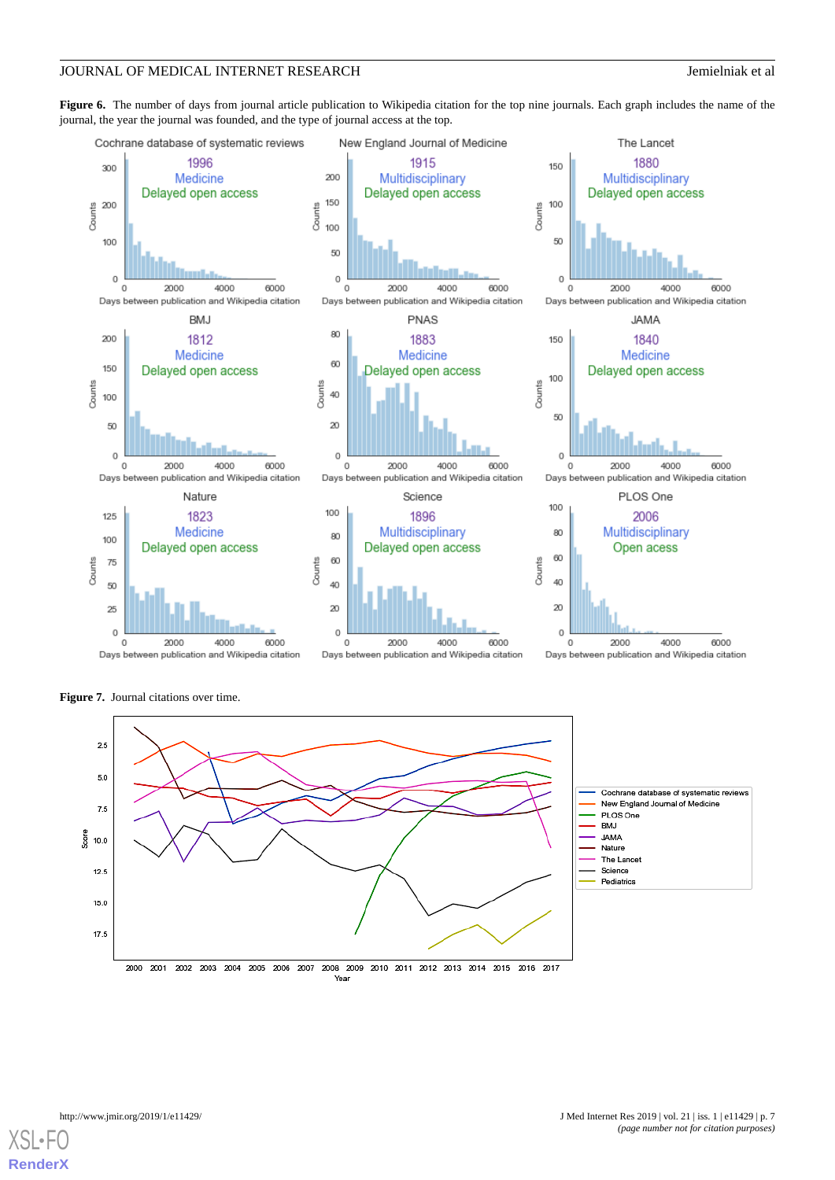**Figure 6.** The number of days from journal article publication to Wikipedia citation for the top nine journals. Each graph includes the name of the journal, the year the journal was founded, and the type of journal access at the top.

**Figure 7.** Journal citations over time.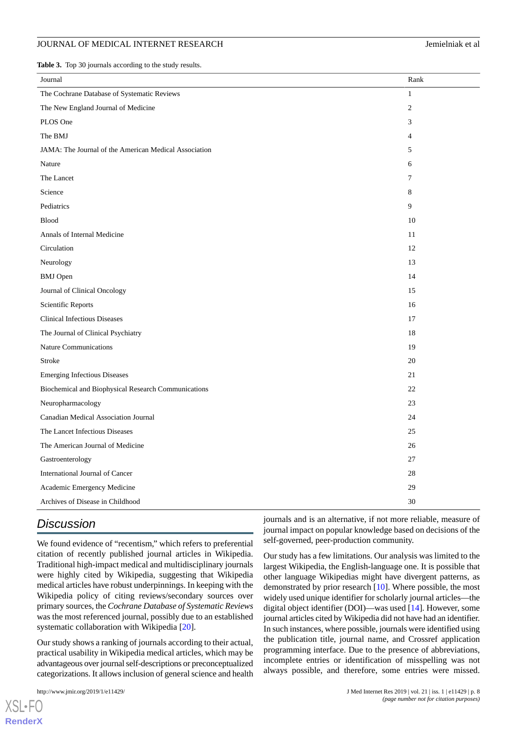**Table 3.** Top 30 journals according to the study results.

| Journal | Rank |
|---|---|
| The Cochrane Database of Systematic Reviews | 1 |
| The New England Journal of Medicine | 2 |
| PLOS One | 3 |
| The BMJ | 4 |
| JAMA: The Journal of the American Medical Association | 5 |
| Nature | 6 |
| The Lancet | 7 |
| Science | 8 |
| Pediatrics | 9 |
| Blood | 10 |
| Annals of Internal Medicine | 11 |
| Circulation | 12 |
| Neurology | 13 |
| BMJ Open | 14 |
| Journal of Clinical Oncology | 15 |
| Scientific Reports | 16 |
| Clinical Infectious Diseases | 17 |
| The Journal of Clinical Psychiatry | 18 |
| Nature Communications | 19 |
| Stroke | 20 |
| Emerging Infectious Diseases | 21 |
| Biochemical and Biophysical Research Communications | 22 |
| Neuropharmacology | 23 |
| Canadian Medical Association Journal | 24 |
| The Lancet Infectious Diseases | 25 |
| The American Journal of Medicine | 26 |
| Gastroenterology | 27 |
| International Journal of Cancer | 28 |
| Academic Emergency Medicine | 29 |
| Archives of Disease in Childhood | 30 |

## Discussion

We found evidence of "recentism," which refers to preferential citation of recently published journal articles in Wikipedia. Traditional high-impact medical and multidisciplinary journals were highly cited by Wikipedia, suggesting that Wikipedia medical articles have robust underpinnings. In keeping with the Wikipedia policy of citing reviews/secondary sources over primary sources, the *Cochrane Database of Systematic Reviews* was the most referenced journal, possibly due to an established systematic collaboration with Wikipedia [20].

Our study shows a ranking of journals according to their actual, practical usability in Wikipedia medical articles, which may be advantageous over journal self-descriptions or preconceptualized categorizations. It allows inclusion of general science and health journals and is an alternative, if not more reliable, measure of journal impact on popular knowledge based on decisions of the self-governed, peer-production community.

Our study has a few limitations. Our analysis was limited to the largest Wikipedia, the English-language one. It is possible that other language Wikipedias might have divergent patterns, as demonstrated by prior research [10]. Where possible, the most widely used unique identifier for scholarly journal articles—the digital object identifier (DOI)—was used [14]. However, some journal articles cited by Wikipedia did not have had an identifier. In such instances, where possible, journals were identified using the publication title, journal name, and Crossref application programming interface. Due to the presence of abbreviations, incomplete entries or identification of misspelling was not always possible, and therefore, some entries were missed.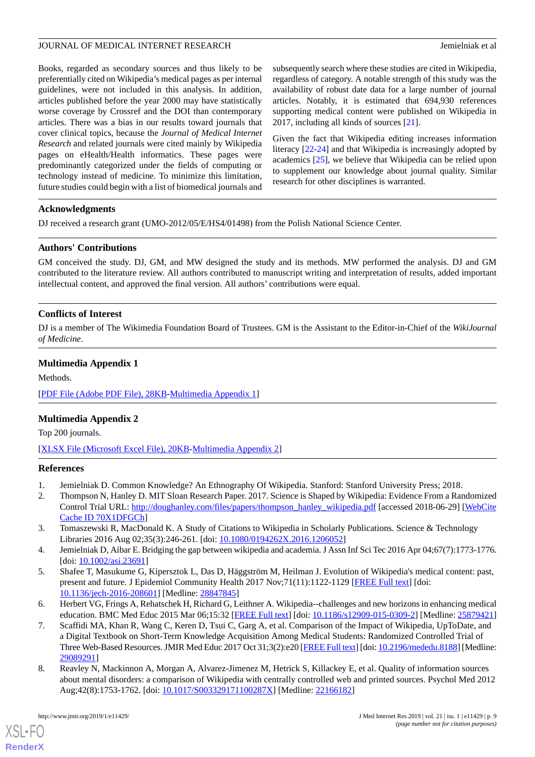Books, regarded as secondary sources and thus likely to be preferentially cited on Wikipedia's medical pages as per internal guidelines, were not included in this analysis. In addition, articles published before the year 2000 may have statistically worse coverage by Crossref and the DOI than contemporary articles. There was a bias in our results toward journals that cover clinical topics, because the *Journal of Medical Internet Research* and related journals were cited mainly by Wikipedia pages on eHealth/Health informatics. These pages were predominantly categorized under the fields of computing or technology instead of medicine. To minimize this limitation, future studies could begin with a list of biomedical journals and subsequently search where these studies are cited in Wikipedia, regardless of category. A notable strength of this study was the availability of robust date data for a large number of journal articles. Notably, it is estimated that 694,930 references supporting medical content were published on Wikipedia in 2017, including all kinds of sources [21].

Given the fact that Wikipedia editing increases information literacy [22-24] and that Wikipedia is increasingly adopted by academics [25], we believe that Wikipedia can be relied upon to supplement our knowledge about journal quality. Similar research for other disciplines is warranted.

## Acknowledgments

DJ received a research grant (UMO-2012/05/E/HS4/01498) from the Polish National Science Center.

## Authors' Contributions

GM conceived the study. DJ, GM, and MW designed the study and its methods. MW performed the analysis. DJ and GM contributed to the literature review. All authors contributed to manuscript writing and interpretation of results, added important intellectual content, and approved the final version. All authors' contributions were equal.

## Conflicts of Interest

DJ is a member of The Wikimedia Foundation Board of Trustees. GM is the Assistant to the Editor-in-Chief of the *WikiJournal of Medicine*.

## Multimedia Appendix 1

Methods.

[PDF File (Adobe PDF File), 28KB-Multimedia Appendix 1]

## Multimedia Appendix 2

Top 200 journals.

[XLSX File (Microsoft Excel File), 20KB-Multimedia Appendix 2]

## References

1. Jemielniak D. Common Knowledge? An Ethnography Of Wikipedia. Stanford: Stanford University Press; 2018.
2. Thompson N, Hanley D. MIT Sloan Research Paper. 2017. Science is Shaped by Wikipedia: Evidence From a Randomized Control Trial URL: http://doughanley.com/files/papers/thompson_hanley_wikipedia.pdf [accessed 2018-06-29] [WebCite Cache ID 70X1DFGCh]
3. Tomaszewski R, MacDonald K. A Study of Citations to Wikipedia in Scholarly Publications. Science & Technology Libraries 2016 Aug 02;35(3):246-261. [doi: 10.1080/0194262X.2016.1206052]
4. Jemielniak D, Aibar E. Bridging the gap between wikipedia and academia. J Assn Inf Sci Tec 2016 Apr 04;67(7):1773-1776. [doi: 10.1002/asi.23691]
5. Shafee T, Masukume G, Kipersztok L, Das D, Häggström M, Heilman J. Evolution of Wikipedia's medical content: past, present and future. J Epidemiol Community Health 2017 Nov;71(11):1122-1129 [FREE Full text] [doi: 10.1136/jech-2016-208601] [Medline: 28847845]
6. Herbert VG, Frings A, Rehatschek H, Richard G, Leithner A. Wikipedia--challenges and new horizons in enhancing medical education. BMC Med Educ 2015 Mar 06;15:32 [FREE Full text] [doi: 10.1186/s12909-015-0309-2] [Medline: 25879421]
7. Scaffidi MA, Khan R, Wang C, Keren D, Tsui C, Garg A, et al. Comparison of the Impact of Wikipedia, UpToDate, and a Digital Textbook on Short-Term Knowledge Acquisition Among Medical Students: Randomized Controlled Trial of Three Web-Based Resources. JMIR Med Educ 2017 Oct 31;3(2):e20 [FREE Full text] [doi: 10.2196/mededu.8188] [Medline: 29089291]
8. Reavley N, Mackinnon A, Morgan A, Alvarez-Jimenez M, Hetrick S, Killackey E, et al. Quality of information sources about mental disorders: a comparison of Wikipedia with centrally controlled web and printed sources. Psychol Med 2012 Aug;42(8):1753-1762. [doi: 10.1017/S003329171100287X] [Medline: 22166182]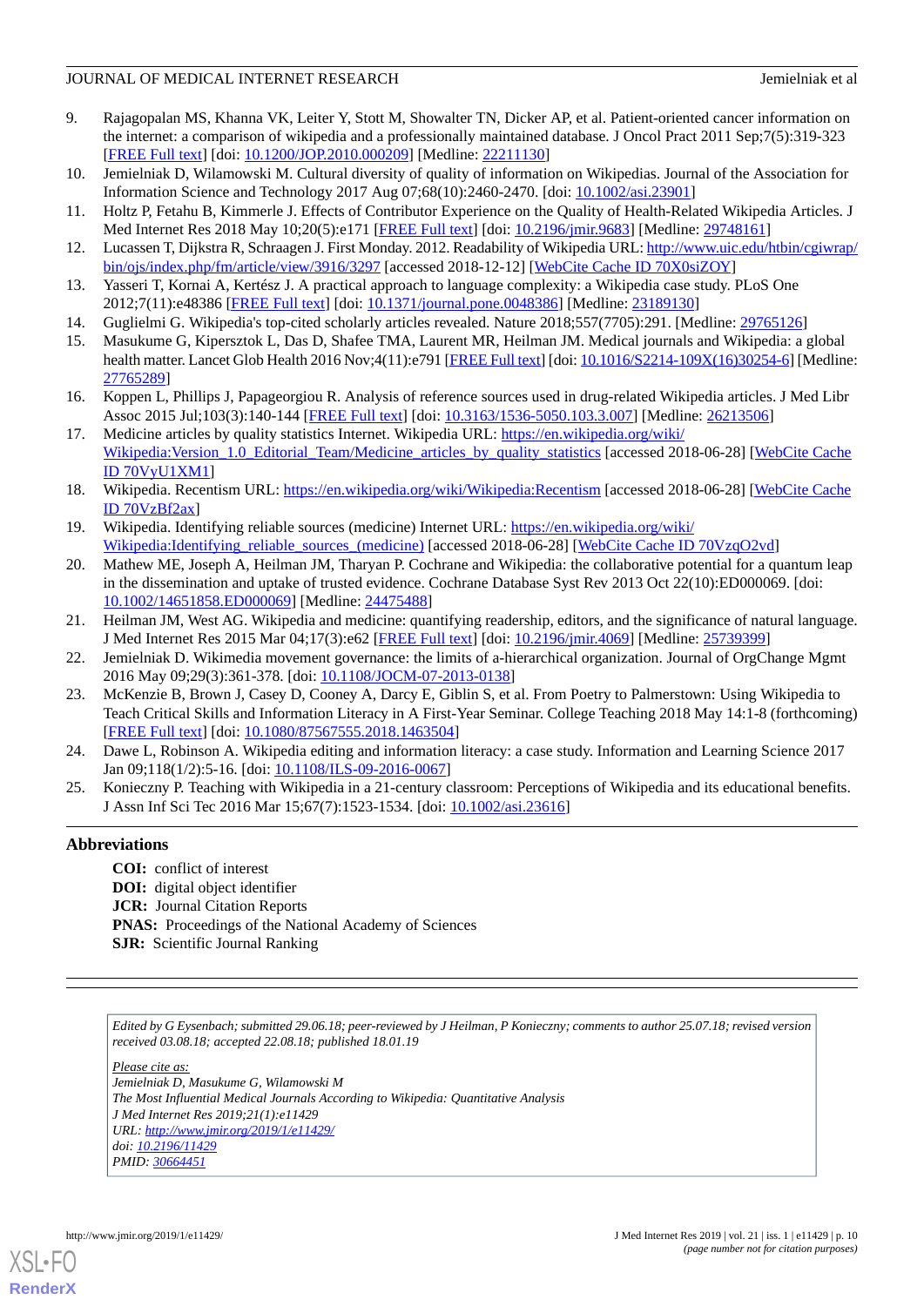9. Rajagopalan MS, Khanna VK, Leiter Y, Stott M, Showalter TN, Dicker AP, et al. Patient-oriented cancer information on the internet: a comparison of wikipedia and a professionally maintained database. J Oncol Pract 2011 Sep;7(5):319-323 [FREE Full text] [doi: 10.1200/JOP.2010.000209] [Medline: 22211130]
10. Jemielniak D, Wilamowski M. Cultural diversity of quality of information on Wikipedias. Journal of the Association for Information Science and Technology 2017 Aug 07;68(10):2460-2470. [doi: 10.1002/asi.23901]
11. Holtz P, Fetahu B, Kimmerle J. Effects of Contributor Experience on the Quality of Health-Related Wikipedia Articles. J Med Internet Res 2018 May 10;20(5):e171 [FREE Full text] [doi: 10.2196/jmir.9683] [Medline: 29748161]
12. Lucassen T, Dijkstra R, Schraagen J. First Monday. 2012. Readability of Wikipedia URL: http://www.uic.edu/htbin/cgiwrap/bin/ojs/index.php/fm/article/view/3916/3297 [accessed 2018-12-12] [WebCite Cache ID 70X0siZOY]
13. Yasseri T, Kornai A, Kertész J. A practical approach to language complexity: a Wikipedia case study. PLoS One 2012;7(11):e48386 [FREE Full text] [doi: 10.1371/journal.pone.0048386] [Medline: 23189130]
14. Guglielmi G. Wikipedia's top-cited scholarly articles revealed. Nature 2018;557(7705):291. [Medline: 29765126]
15. Masukume G, Kipersztok L, Das D, Shafee TMA, Laurent MR, Heilman JM. Medical journals and Wikipedia: a global health matter. Lancet Glob Health 2016 Nov;4(11):e791 [FREE Full text] [doi: 10.1016/S2214-109X(16)30254-6] [Medline: 27765289]
16. Koppen L, Phillips J, Papageorgiou R. Analysis of reference sources used in drug-related Wikipedia articles. J Med Libr Assoc 2015 Jul;103(3):140-144 [FREE Full text] [doi: 10.3163/1536-5050.103.3.007] [Medline: 26213506]
17. Medicine articles by quality statistics Internet. Wikipedia URL: https://en.wikipedia.org/wiki/Wikipedia:Version_1.0_Editorial_Team/Medicine_articles_by_quality_statistics [accessed 2018-06-28] [WebCite Cache ID 70VyU1XM1]
18. Wikipedia. Recentism URL: https://en.wikipedia.org/wiki/Wikipedia:Recentism [accessed 2018-06-28] [WebCite Cache ID 70VzBf2ax]
19. Wikipedia. Identifying reliable sources (medicine) Internet URL: https://en.wikipedia.org/wiki/Wikipedia:Identifying_reliable_sources_(medicine) [accessed 2018-06-28] [WebCite Cache ID 70VzqO2vd]
20. Mathew ME, Joseph A, Heilman JM, Tharyan P. Cochrane and Wikipedia: the collaborative potential for a quantum leap in the dissemination and uptake of trusted evidence. Cochrane Database Syst Rev 2013 Oct 22(10):ED000069. [doi: 10.1002/14651858.ED000069] [Medline: 24475488]
21. Heilman JM, West AG. Wikipedia and medicine: quantifying readership, editors, and the significance of natural language. J Med Internet Res 2015 Mar 04;17(3):e62 [FREE Full text] [doi: 10.2196/jmir.4069] [Medline: 25739399]
22. Jemielniak D. Wikimedia movement governance: the limits of a-hierarchical organization. Journal of OrgChange Mgmt 2016 May 09;29(3):361-378. [doi: 10.1108/JOCM-07-2013-0138]
23. McKenzie B, Brown J, Casey D, Cooney A, Darcy E, Giblin S, et al. From Poetry to Palmerstown: Using Wikipedia to Teach Critical Skills and Information Literacy in A First-Year Seminar. College Teaching 2018 May 14:1-8 (forthcoming) [FREE Full text] [doi: 10.1080/87567555.2018.1463504]
24. Dawe L, Robinson A. Wikipedia editing and information literacy: a case study. Information and Learning Science 2017 Jan 09;118(1/2):5-16. [doi: 10.1108/ILS-09-2016-0067]
25. Konieczny P. Teaching with Wikipedia in a 21-century classroom: Perceptions of Wikipedia and its educational benefits. J Assn Inf Sci Tec 2016 Mar 15;67(7):1523-1534. [doi: 10.1002/asi.23616]

## Abbreviations

**COI:** conflict of interest
**DOI:** digital object identifier
**JCR:** Journal Citation Reports
**PNAS:** Proceedings of the National Academy of Sciences
**SJR:** Scientific Journal Ranking

*Edited by G Eysenbach; submitted 29.06.18; peer-reviewed by J Heilman, P Konieczny; comments to author 25.07.18; revised version received 03.08.18; accepted 22.08.18; published 18.01.19*

*Please cite as:*
*Jemielniak D, Masukume G, Wilamowski M*
*The Most Influential Medical Journals According to Wikipedia: Quantitative Analysis*
*J Med Internet Res 2019;21(1):e11429*
*URL: http://www.jmir.org/2019/1/e11429/*
*doi: 10.2196/11429*
*PMID: 30664451*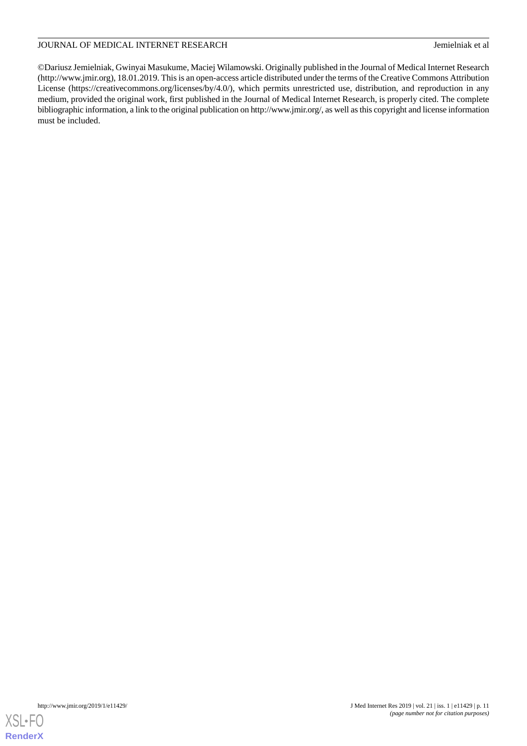©Dariusz Jemielniak, Gwinyai Masukume, Maciej Wilamowski. Originally published in the Journal of Medical Internet Research (http://www.jmir.org), 18.01.2019. This is an open-access article distributed under the terms of the Creative Commons Attribution License (https://creativecommons.org/licenses/by/4.0/), which permits unrestricted use, distribution, and reproduction in any medium, provided the original work, first published in the Journal of Medical Internet Research, is properly cited. The complete bibliographic information, a link to the original publication on http://www.jmir.org/, as well as this copyright and license information must be included.